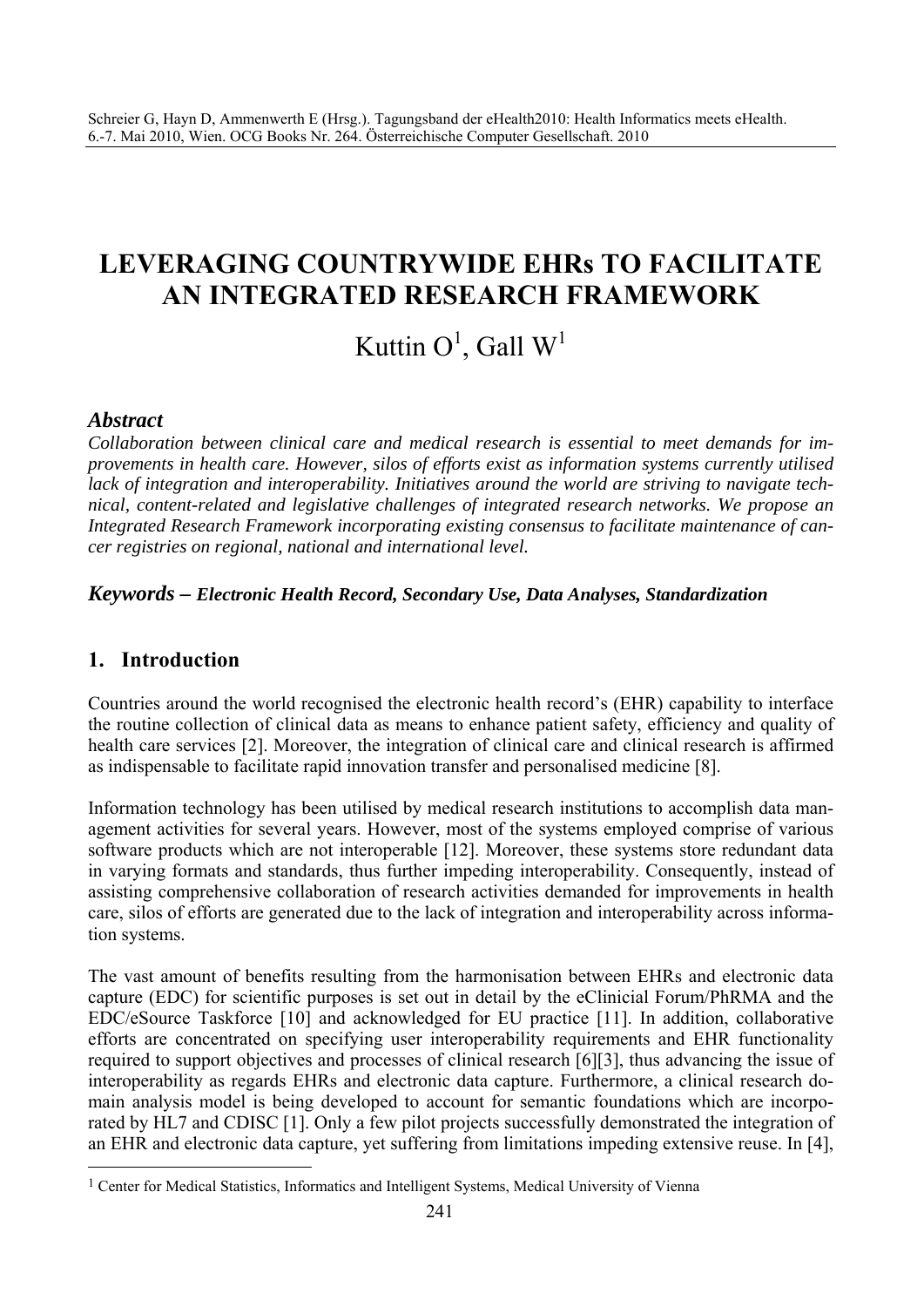# LEVERAGING COUNTRYWIDE EHRs TO FACILITATE AN INTEGRATED RESEARCH FRAMEWORK

Kuttin O[1], Gall W[1]

### *Abstract*

*Collaboration between clinical care and medical research is essential to meet demands for improvements in health care. However, silos of efforts exist as information systems currently utilised lack of integration and interoperability. Initiatives around the world are striving to navigate technical, content-related and legislative challenges of integrated research networks. We propose an Integrated Research Framework incorporating existing consensus to facilitate maintenance of cancer registries on regional, national and international level.*

***Keywords –*** ***Electronic Health Record, Secondary Use, Data Analyses, Standardization***

## 1. Introduction

Countries around the world recognised the electronic health record's (EHR) capability to interface the routine collection of clinical data as means to enhance patient safety, efficiency and quality of health care services [2]. Moreover, the integration of clinical care and clinical research is affirmed as indispensable to facilitate rapid innovation transfer and personalised medicine [8].

Information technology has been utilised by medical research institutions to accomplish data management activities for several years. However, most of the systems employed comprise of various software products which are not interoperable [12]. Moreover, these systems store redundant data in varying formats and standards, thus further impeding interoperability. Consequently, instead of assisting comprehensive collaboration of research activities demanded for improvements in health care, silos of efforts are generated due to the lack of integration and interoperability across information systems.

The vast amount of benefits resulting from the harmonisation between EHRs and electronic data capture (EDC) for scientific purposes is set out in detail by the eClinicial Forum/PhRMA and the EDC/eSource Taskforce [10] and acknowledged for EU practice [11]. In addition, collaborative efforts are concentrated on specifying user interoperability requirements and EHR functionality required to support objectives and processes of clinical research [6][3], thus advancing the issue of interoperability as regards EHRs and electronic data capture. Furthermore, a clinical research domain analysis model is being developed to account for semantic foundations which are incorporated by HL7 and CDISC [1]. Only a few pilot projects successfully demonstrated the integration of an EHR and electronic data capture, yet suffering from limitations impeding extensive reuse. In [4],

---

[1] Center for Medical Statistics, Informatics and Intelligent Systems, Medical University of Vienna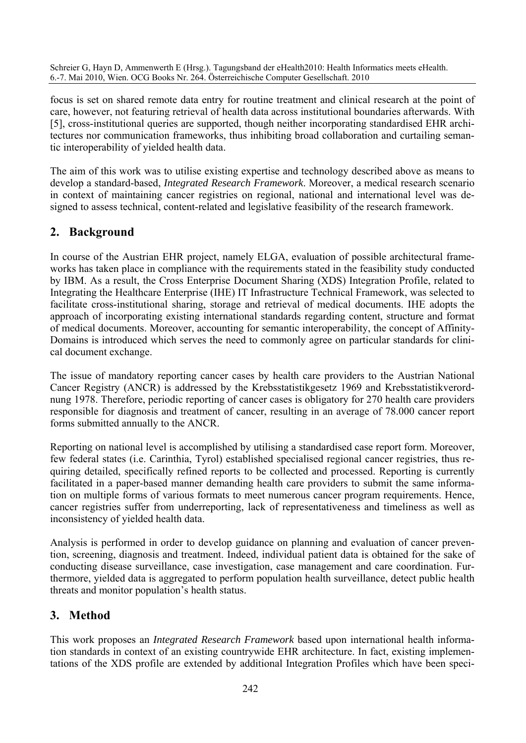focus is set on shared remote data entry for routine treatment and clinical research at the point of care, however, not featuring retrieval of health data across institutional boundaries afterwards. With [5], cross-institutional queries are supported, though neither incorporating standardised EHR architectures nor communication frameworks, thus inhibiting broad collaboration and curtailing semantic interoperability of yielded health data.

The aim of this work was to utilise existing expertise and technology described above as means to develop a standard-based, *Integrated Research Framework*. Moreover, a medical research scenario in context of maintaining cancer registries on regional, national and international level was designed to assess technical, content-related and legislative feasibility of the research framework.

## 2. Background

In course of the Austrian EHR project, namely ELGA, evaluation of possible architectural frameworks has taken place in compliance with the requirements stated in the feasibility study conducted by IBM. As a result, the Cross Enterprise Document Sharing (XDS) Integration Profile, related to Integrating the Healthcare Enterprise (IHE) IT Infrastructure Technical Framework, was selected to facilitate cross-institutional sharing, storage and retrieval of medical documents. IHE adopts the approach of incorporating existing international standards regarding content, structure and format of medical documents. Moreover, accounting for semantic interoperability, the concept of Affinity-Domains is introduced which serves the need to commonly agree on particular standards for clinical document exchange.

The issue of mandatory reporting cancer cases by health care providers to the Austrian National Cancer Registry (ANCR) is addressed by the Krebsstatistikgesetz 1969 and Krebsstatistikverordnung 1978. Therefore, periodic reporting of cancer cases is obligatory for 270 health care providers responsible for diagnosis and treatment of cancer, resulting in an average of 78.000 cancer report forms submitted annually to the ANCR.

Reporting on national level is accomplished by utilising a standardised case report form. Moreover, few federal states (i.e. Carinthia, Tyrol) established specialised regional cancer registries, thus requiring detailed, specifically refined reports to be collected and processed. Reporting is currently facilitated in a paper-based manner demanding health care providers to submit the same information on multiple forms of various formats to meet numerous cancer program requirements. Hence, cancer registries suffer from underreporting, lack of representativeness and timeliness as well as inconsistency of yielded health data.

Analysis is performed in order to develop guidance on planning and evaluation of cancer prevention, screening, diagnosis and treatment. Indeed, individual patient data is obtained for the sake of conducting disease surveillance, case investigation, case management and care coordination. Furthermore, yielded data is aggregated to perform population health surveillance, detect public health threats and monitor population's health status.

## 3. Method

This work proposes an *Integrated Research Framework* based upon international health information standards in context of an existing countrywide EHR architecture. In fact, existing implementations of the XDS profile are extended by additional Integration Profiles which have been speci-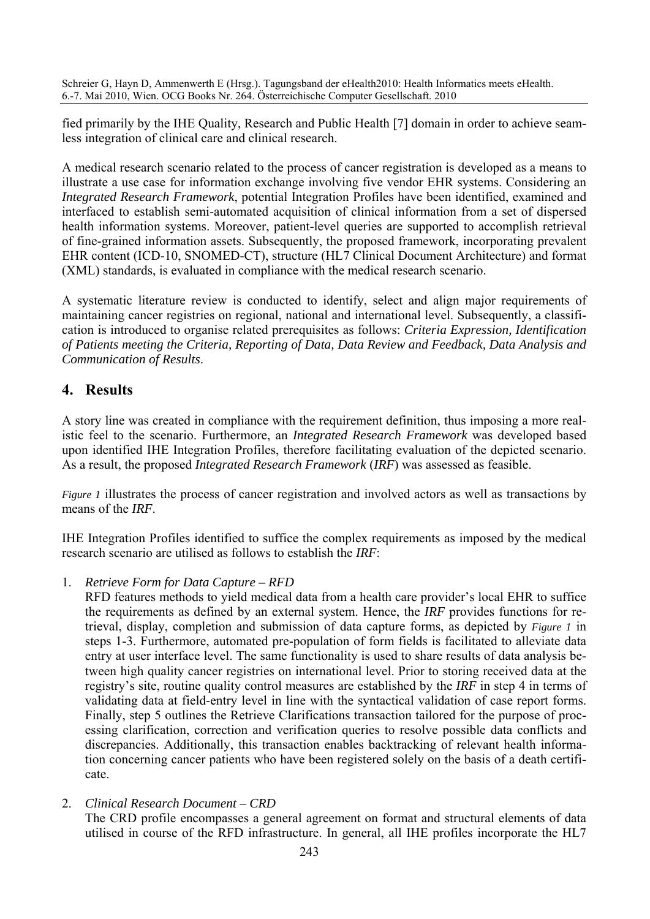fied primarily by the IHE Quality, Research and Public Health [7] domain in order to achieve seamless integration of clinical care and clinical research.

A medical research scenario related to the process of cancer registration is developed as a means to illustrate a use case for information exchange involving five vendor EHR systems. Considering an *Integrated Research Framework*, potential Integration Profiles have been identified, examined and interfaced to establish semi-automated acquisition of clinical information from a set of dispersed health information systems. Moreover, patient-level queries are supported to accomplish retrieval of fine-grained information assets. Subsequently, the proposed framework, incorporating prevalent EHR content (ICD-10, SNOMED-CT), structure (HL7 Clinical Document Architecture) and format (XML) standards, is evaluated in compliance with the medical research scenario.

A systematic literature review is conducted to identify, select and align major requirements of maintaining cancer registries on regional, national and international level. Subsequently, a classification is introduced to organise related prerequisites as follows: *Criteria Expression, Identification of Patients meeting the Criteria, Reporting of Data, Data Review and Feedback, Data Analysis and Communication of Results*.

## 4. Results

A story line was created in compliance with the requirement definition, thus imposing a more realistic feel to the scenario. Furthermore, an *Integrated Research Framework* was developed based upon identified IHE Integration Profiles, therefore facilitating evaluation of the depicted scenario. As a result, the proposed *Integrated Research Framework* (*IRF*) was assessed as feasible.

*Figure 1* illustrates the process of cancer registration and involved actors as well as transactions by means of the *IRF*.

IHE Integration Profiles identified to suffice the complex requirements as imposed by the medical research scenario are utilised as follows to establish the *IRF*:

1. *Retrieve Form for Data Capture – RFD*
   RFD features methods to yield medical data from a health care provider's local EHR to suffice the requirements as defined by an external system. Hence, the *IRF* provides functions for retrieval, display, completion and submission of data capture forms, as depicted by *Figure 1* in steps 1-3. Furthermore, automated pre-population of form fields is facilitated to alleviate data entry at user interface level. The same functionality is used to share results of data analysis between high quality cancer registries on international level. Prior to storing received data at the registry's site, routine quality control measures are established by the *IRF* in step 4 in terms of validating data at field-entry level in line with the syntactical validation of case report forms. Finally, step 5 outlines the Retrieve Clarifications transaction tailored for the purpose of processing clarification, correction and verification queries to resolve possible data conflicts and discrepancies. Additionally, this transaction enables backtracking of relevant health information concerning cancer patients who have been registered solely on the basis of a death certificate.

2. *Clinical Research Document – CRD*
   The CRD profile encompasses a general agreement on format and structural elements of data utilised in course of the RFD infrastructure. In general, all IHE profiles incorporate the HL7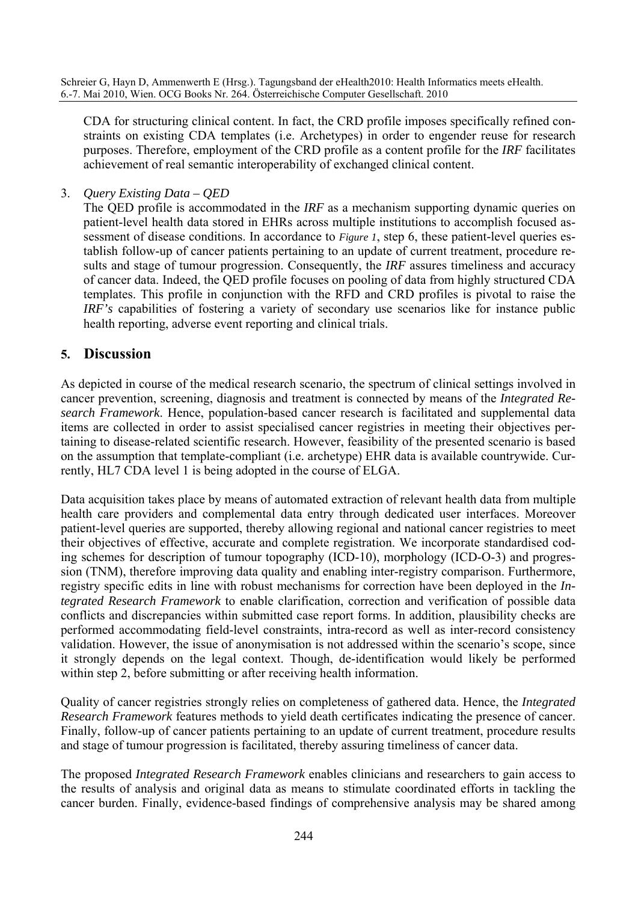CDA for structuring clinical content. In fact, the CRD profile imposes specifically refined constraints on existing CDA templates (i.e. Archetypes) in order to engender reuse for research purposes. Therefore, employment of the CRD profile as a content profile for the *IRF* facilitates achievement of real semantic interoperability of exchanged clinical content.

3. *Query Existing Data – QED*

   The QED profile is accommodated in the *IRF* as a mechanism supporting dynamic queries on patient-level health data stored in EHRs across multiple institutions to accomplish focused assessment of disease conditions. In accordance to *Figure 1*, step 6, these patient-level queries establish follow-up of cancer patients pertaining to an update of current treatment, procedure results and stage of tumour progression. Consequently, the *IRF* assures timeliness and accuracy of cancer data. Indeed, the QED profile focuses on pooling of data from highly structured CDA templates. This profile in conjunction with the RFD and CRD profiles is pivotal to raise the *IRF's* capabilities of fostering a variety of secondary use scenarios like for instance public health reporting, adverse event reporting and clinical trials.

## 5. Discussion

As depicted in course of the medical research scenario, the spectrum of clinical settings involved in cancer prevention, screening, diagnosis and treatment is connected by means of the *Integrated Research Framework*. Hence, population-based cancer research is facilitated and supplemental data items are collected in order to assist specialised cancer registries in meeting their objectives pertaining to disease-related scientific research. However, feasibility of the presented scenario is based on the assumption that template-compliant (i.e. archetype) EHR data is available countrywide. Currently, HL7 CDA level 1 is being adopted in the course of ELGA.

Data acquisition takes place by means of automated extraction of relevant health data from multiple health care providers and complemental data entry through dedicated user interfaces. Moreover patient-level queries are supported, thereby allowing regional and national cancer registries to meet their objectives of effective, accurate and complete registration. We incorporate standardised coding schemes for description of tumour topography (ICD-10), morphology (ICD-O-3) and progression (TNM), therefore improving data quality and enabling inter-registry comparison. Furthermore, registry specific edits in line with robust mechanisms for correction have been deployed in the *Integrated Research Framework* to enable clarification, correction and verification of possible data conflicts and discrepancies within submitted case report forms. In addition, plausibility checks are performed accommodating field-level constraints, intra-record as well as inter-record consistency validation. However, the issue of anonymisation is not addressed within the scenario's scope, since it strongly depends on the legal context. Though, de-identification would likely be performed within step 2, before submitting or after receiving health information.

Quality of cancer registries strongly relies on completeness of gathered data. Hence, the *Integrated Research Framework* features methods to yield death certificates indicating the presence of cancer. Finally, follow-up of cancer patients pertaining to an update of current treatment, procedure results and stage of tumour progression is facilitated, thereby assuring timeliness of cancer data.

The proposed *Integrated Research Framework* enables clinicians and researchers to gain access to the results of analysis and original data as means to stimulate coordinated efforts in tackling the cancer burden. Finally, evidence-based findings of comprehensive analysis may be shared among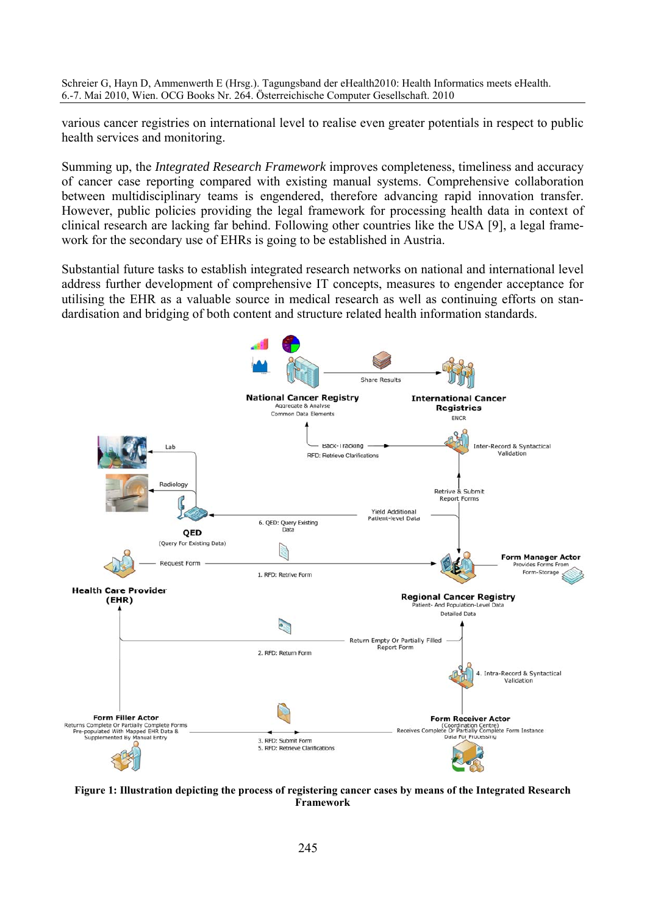various cancer registries on international level to realise even greater potentials in respect to public health services and monitoring.

Summing up, the *Integrated Research Framework* improves completeness, timeliness and accuracy of cancer case reporting compared with existing manual systems. Comprehensive collaboration between multidisciplinary teams is engendered, therefore advancing rapid innovation transfer. However, public policies providing the legal framework for processing health data in context of clinical research are lacking far behind. Following other countries like the USA [9], a legal framework for the secondary use of EHRs is going to be established in Austria.

Substantial future tasks to establish integrated research networks on national and international level address further development of comprehensive IT concepts, measures to engender acceptance for utilising the EHR as a valuable source in medical research as well as continuing efforts on standardisation and bridging of both content and structure related health information standards.

**Figure 1: Illustration depicting the process of registering cancer cases by means of the Integrated Research Framework**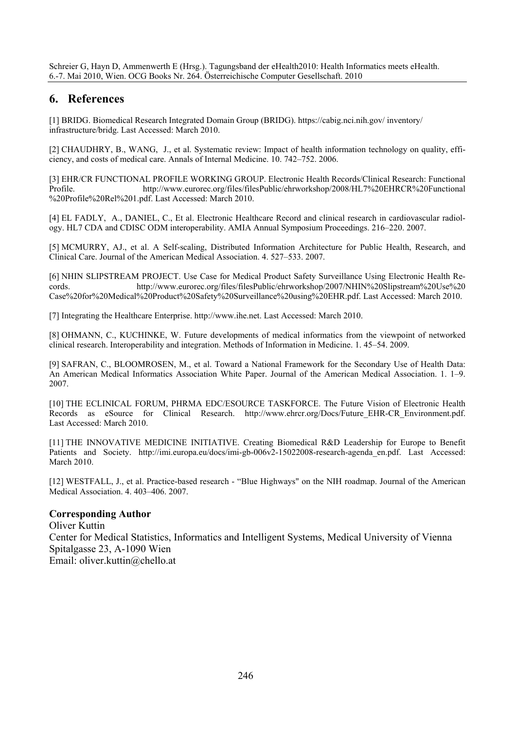## 6. References

[1] BRIDG. Biomedical Research Integrated Domain Group (BRIDG). https://cabig.nci.nih.gov/ inventory/ infrastructure/bridg. Last Accessed: March 2010.

[2] CHAUDHRY, B., WANG, J., et al. Systematic review: Impact of health information technology on quality, efficiency, and costs of medical care. Annals of Internal Medicine. 10. 742–752. 2006.

[3] EHR/CR FUNCTIONAL PROFILE WORKING GROUP. Electronic Health Records/Clinical Research: Functional Profile. http://www.eurorec.org/files/filesPublic/ehrworkshop/2008/HL7%20EHRCR%20Functional%20Profile%20Rel%201.pdf. Last Accessed: March 2010.

[4] EL FADLY, A., DANIEL, C., Et al. Electronic Healthcare Record and clinical research in cardiovascular radiology. HL7 CDA and CDISC ODM interoperability. AMIA Annual Symposium Proceedings. 216–220. 2007.

[5] MCMURRY, AJ., et al. A Self-scaling, Distributed Information Architecture for Public Health, Research, and Clinical Care. Journal of the American Medical Association. 4. 527–533. 2007.

[6] NHIN SLIPSTREAM PROJECT. Use Case for Medical Product Safety Surveillance Using Electronic Health Records. http://www.eurorec.org/files/filesPublic/ehrworkshop/2007/NHIN%20Slipstream%20Use%20Case%20for%20Medical%20Product%20Safety%20Surveillance%20using%20EHR.pdf. Last Accessed: March 2010.

[7] Integrating the Healthcare Enterprise. http://www.ihe.net. Last Accessed: March 2010.

[8] OHMANN, C., KUCHINKE, W. Future developments of medical informatics from the viewpoint of networked clinical research. Interoperability and integration. Methods of Information in Medicine. 1. 45–54. 2009.

[9] SAFRAN, C., BLOOMROSEN, M., et al. Toward a National Framework for the Secondary Use of Health Data: An American Medical Informatics Association White Paper. Journal of the American Medical Association. 1. 1–9. 2007.

[10] THE ECLINICAL FORUM, PHRMA EDC/ESOURCE TASKFORCE. The Future Vision of Electronic Health Records as eSource for Clinical Research. http://www.ehrcr.org/Docs/Future_EHR-CR_Environment.pdf. Last Accessed: March 2010.

[11] THE INNOVATIVE MEDICINE INITIATIVE. Creating Biomedical R&D Leadership for Europe to Benefit Patients and Society. http://imi.europa.eu/docs/imi-gb-006v2-15022008-research-agenda_en.pdf. Last Accessed: March 2010.

[12] WESTFALL, J., et al. Practice-based research - "Blue Highways" on the NIH roadmap. Journal of the American Medical Association. 4. 403–406. 2007.

**Corresponding Author**

Oliver Kuttin
Center for Medical Statistics, Informatics and Intelligent Systems, Medical University of Vienna
Spitalgasse 23, A-1090 Wien
Email: oliver.kuttin@chello.at